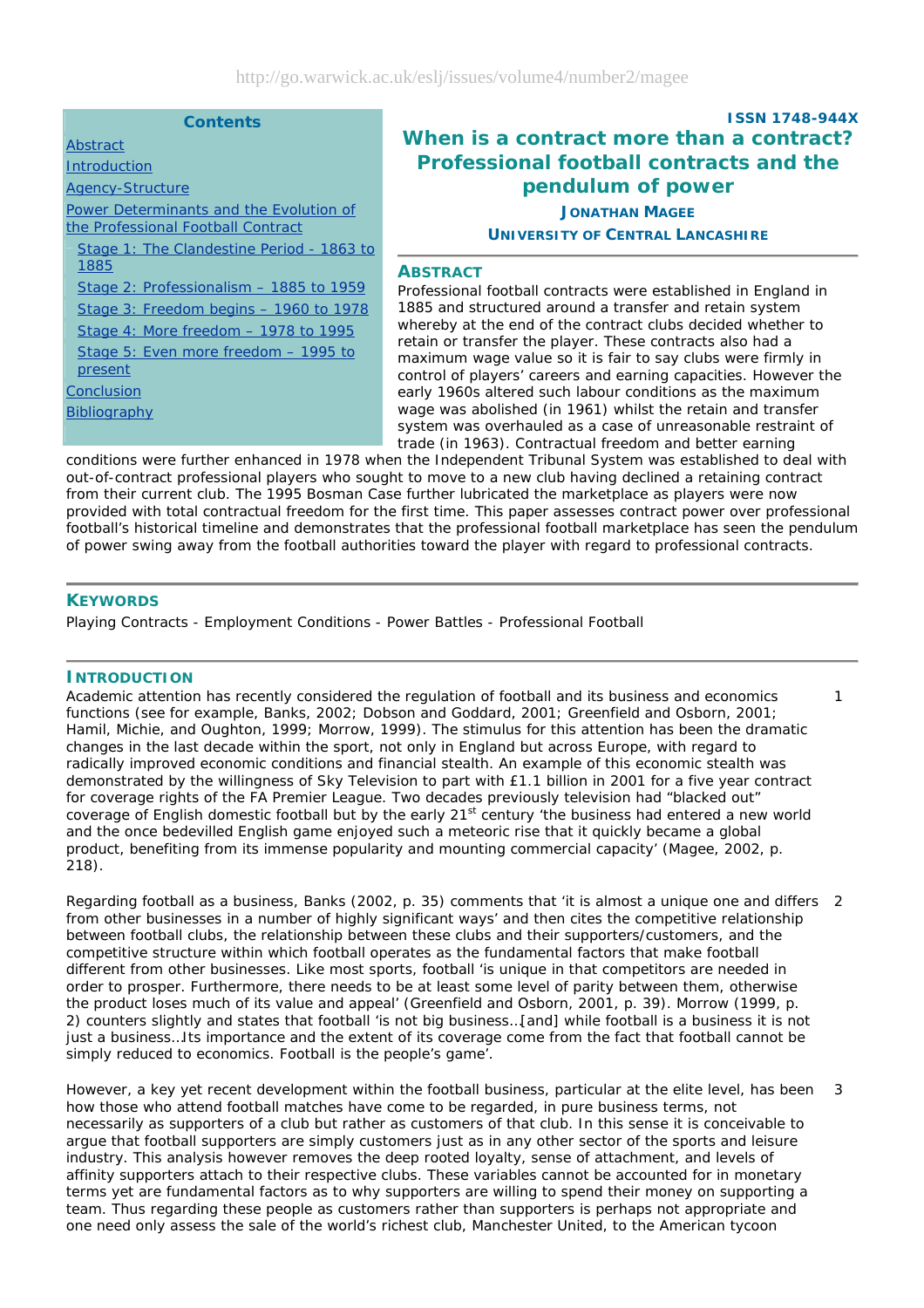http://go.warwick.ac.uk/eslj/issues/volume4/number2/magee

ISSN 1748-944X

# When is a contract more than a contract? Professional football contracts and the pendulum of power

**JONATHAN MAGEE**

**UNIVERSITY OF CENTRAL LANCASHIRE**

**Contents**

- Abstract
- Introduction
- Agency-Structure
- Power Determinants and the Evolution of the Professional Football Contract
  - Stage 1: The Clandestine Period - 1863 to 1885
  - Stage 2: Professionalism – 1885 to 1959
  - Stage 3: Freedom begins – 1960 to 1978
  - Stage 4: More freedom – 1978 to 1995
  - Stage 5: Even more freedom – 1995 to present
- Conclusion
- Bibliography

## ABSTRACT

Professional football contracts were established in England in 1885 and structured around a transfer and retain system whereby at the end of the contract clubs decided whether to retain or transfer the player. These contracts also had a maximum wage value so it is fair to say clubs were firmly in control of players' careers and earning capacities. However the early 1960s altered such labour conditions as the maximum wage was abolished (in 1961) whilst the retain and transfer system was overhauled as a case of unreasonable restraint of trade (in 1963). Contractual freedom and better earning conditions were further enhanced in 1978 when the Independent Tribunal System was established to deal with out-of-contract professional players who sought to move to a new club having declined a retaining contract from their current club. The 1995 Bosman Case further lubricated the marketplace as players were now provided with total contractual freedom for the first time. This paper assesses contract power over professional football's historical timeline and demonstrates that the professional football marketplace has seen the pendulum of power swing away from the football authorities toward the player with regard to professional contracts.

## KEYWORDS

Playing Contracts - Employment Conditions - Power Battles - Professional Football

## INTRODUCTION

1 Academic attention has recently considered the regulation of football and its business and economics functions (see for example, Banks, 2002; Dobson and Goddard, 2001; Greenfield and Osborn, 2001; Hamil, Michie, and Oughton, 1999; Morrow, 1999). The stimulus for this attention has been the dramatic changes in the last decade within the sport, not only in England but across Europe, with regard to radically improved economic conditions and financial stealth. An example of this economic stealth was demonstrated by the willingness of Sky Television to part with £1.1 billion in 2001 for a five year contract for coverage rights of the FA Premier League. Two decades previously television had "blacked out" coverage of English domestic football but by the early 21st century 'the business had entered a new world and the once bedevilled English game enjoyed such a meteoric rise that it quickly became a global product, benefiting from its immense popularity and mounting commercial capacity' (Magee, 2002, p. 218).

2 Regarding football as a business, Banks (2002, p. 35) comments that 'it is almost a unique one and differs from other businesses in a number of highly significant ways' and then cites the competitive relationship between football clubs, the relationship between these clubs and their supporters/customers, and the competitive structure within which football operates as the fundamental factors that make football different from other businesses. Like most sports, football 'is unique in that competitors are needed in order to prosper. Furthermore, there needs to be at least some level of parity between them, otherwise the product loses much of its value and appeal' (Greenfield and Osborn, 2001, p. 39). Morrow (1999, p. 2) counters slightly and states that football 'is not big business…[and] while football is a business it is not just a business…Its importance and the extent of its coverage come from the fact that football cannot be simply reduced to economics. Football is the people's game'.

3 However, a key yet recent development within the football business, particular at the elite level, has been how those who attend football matches have come to be regarded, in pure business terms, not necessarily as supporters of a club but rather as customers of that club. In this sense it is conceivable to argue that football supporters are simply customers just as in any other sector of the sports and leisure industry. This analysis however removes the deep rooted loyalty, sense of attachment, and levels of affinity supporters attach to their respective clubs. These variables cannot be accounted for in monetary terms yet are fundamental factors as to why supporters are willing to spend their money on supporting a team. Thus regarding these people as customers rather than supporters is perhaps not appropriate and one need only assess the sale of the world's richest club, Manchester United, to the American tycoon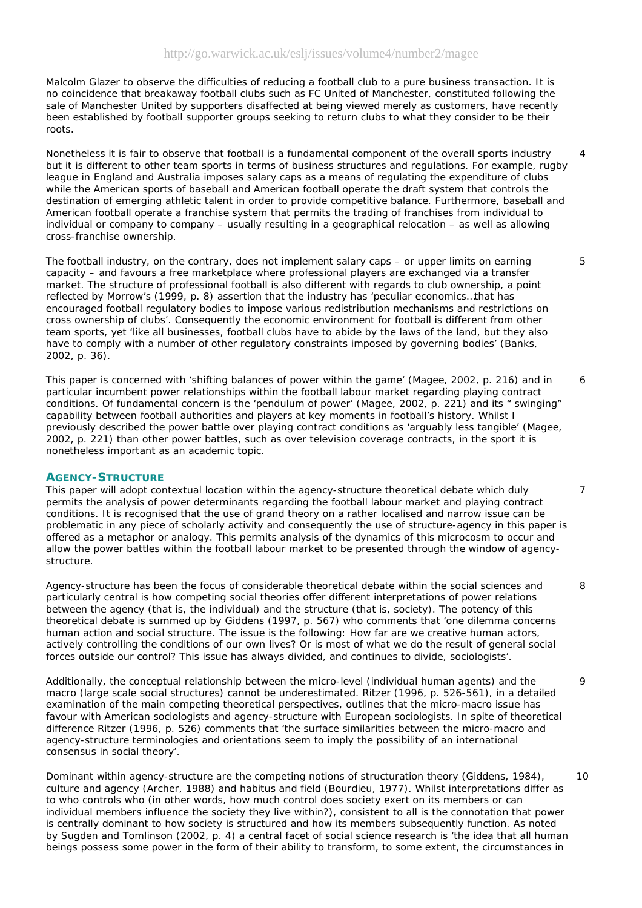Malcolm Glazer to observe the difficulties of reducing a football club to a pure business transaction. It is no coincidence that breakaway football clubs such as FC United of Manchester, constituted following the sale of Manchester United by supporters disaffected at being viewed merely as customers, have recently been established by football supporter groups seeking to return clubs to what they consider to be their roots.

4 Nonetheless it is fair to observe that football is a fundamental component of the overall sports industry but it is different to other team sports in terms of business structures and regulations. For example, rugby league in England and Australia imposes salary caps as a means of regulating the expenditure of clubs while the American sports of baseball and American football operate the draft system that controls the destination of emerging athletic talent in order to provide competitive balance. Furthermore, baseball and American football operate a franchise system that permits the trading of franchises from individual to individual or company to company – usually resulting in a geographical relocation – as well as allowing cross-franchise ownership.

5 The football industry, on the contrary, does not implement salary caps – or upper limits on earning capacity – and favours a free marketplace where professional players are exchanged via a transfer market. The structure of professional football is also different with regards to club ownership, a point reflected by Morrow's (1999, p. 8) assertion that the industry has 'peculiar economics…that has encouraged football regulatory bodies to impose various redistribution mechanisms and restrictions on cross ownership of clubs'. Consequently the economic environment for football is different from other team sports, yet 'like all businesses, football clubs have to abide by the laws of the land, but they also have to comply with a number of other regulatory constraints imposed by governing bodies' (Banks, 2002, p. 36).

6 This paper is concerned with 'shifting balances of power within the game' (Magee, 2002, p. 216) and in particular incumbent power relationships within the football labour market regarding playing contract conditions. Of fundamental concern is the 'pendulum of power' (Magee, 2002, p. 221) and its " swinging" capability between football authorities and players at key moments in football's history. Whilst I previously described the power battle over playing contract conditions as 'arguably less tangible' (Magee, 2002, p. 221) than other power battles, such as over television coverage contracts, in the sport it is nonetheless important as an academic topic.

## Agency-Structure

7 This paper will adopt contextual location within the agency-structure theoretical debate which duly permits the analysis of power determinants regarding the football labour market and playing contract conditions. It is recognised that the use of grand theory on a rather localised and narrow issue can be problematic in any piece of scholarly activity and consequently the use of structure-agency in this paper is offered as a metaphor or analogy. This permits analysis of the dynamics of this microcosm to occur and allow the power battles within the football labour market to be presented through the window of agency-structure.

8 Agency-structure has been the focus of considerable theoretical debate within the social sciences and particularly central is how competing social theories offer different interpretations of power relations between the agency (that is, the individual) and the structure (that is, society). The potency of this theoretical debate is summed up by Giddens (1997, p. 567) who comments that 'one dilemma concerns human action and social structure. The issue is the following: How far are we creative human actors, actively controlling the conditions of our own lives? Or is most of what we do the result of general social forces outside our control? This issue has always divided, and continues to divide, sociologists'.

9 Additionally, the conceptual relationship between the micro-level (individual human agents) and the macro (large scale social structures) cannot be underestimated. Ritzer (1996, p. 526-561), in a detailed examination of the main competing theoretical perspectives, outlines that the micro-macro issue has favour with American sociologists and agency-structure with European sociologists. In spite of theoretical difference Ritzer (1996, p. 526) comments that 'the surface similarities between the micro-macro and agency-structure terminologies and orientations seem to imply the possibility of an international consensus in social theory'.

10 Dominant within agency-structure are the competing notions of structuration theory (Giddens, 1984), culture and agency (Archer, 1988) and habitus and field (Bourdieu, 1977). Whilst interpretations differ as to who controls who (in other words, how much control does society exert on its members or can individual members influence the society they live within?), consistent to all is the connotation that power is centrally dominant to how society is structured and how its members subsequently function. As noted by Sugden and Tomlinson (2002, p. 4) a central facet of social science research is 'the idea that all human beings possess some power in the form of their ability to transform, to some extent, the circumstances in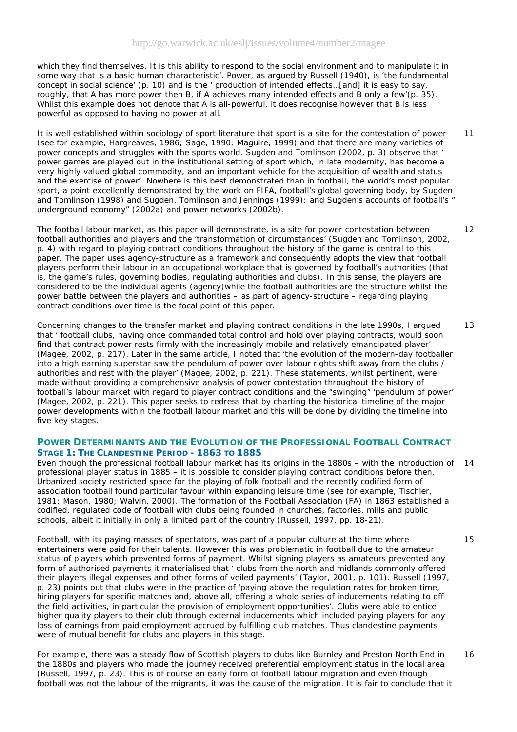which they find themselves. It is this ability to respond to the social environment and to manipulate it in some way that is a basic human characteristic'. Power, as argued by Russell (1940), is 'the fundamental concept in social science' (p. 10) and is the ' production of intended effects…[and] it is easy to say, roughly, that A has more power then B, if A achieves many intended effects and B only a few'(p. 35). Whilst this example does not denote that A is all-powerful, it does recognise however that B is less powerful as opposed to having no power at all.

11 It is well established within sociology of sport literature that sport is a site for the contestation of power (see for example, Hargreaves, 1986; Sage, 1990; Maguire, 1999) and that there are many varieties of power concepts and struggles with the sports world. Sugden and Tomlinson (2002, p. 3) observe that ' power games are played out in the institutional setting of sport which, in late modernity, has become a very highly valued global commodity, and an important vehicle for the acquisition of wealth and status and the exercise of power'. Nowhere is this best demonstrated than in football, the world's most popular sport, a point excellently demonstrated by the work on FIFA, football's global governing body, by Sugden and Tomlinson (1998) and Sugden, Tomlinson and Jennings (1999); and Sugden's accounts of football's " underground economy" (2002a) and power networks (2002b).

12 The football labour market, as this paper will demonstrate, is a site for power contestation between football authorities and players and the 'transformation of circumstances' (Sugden and Tomlinson, 2002, p. 4) with regard to playing contract conditions throughout the history of the game is central to this paper. The paper uses agency-structure as a framework and consequently adopts the view that football players perform their labour in an occupational workplace that is governed by football's authorities (that is, the game's rules, governing bodies, regulating authorities and clubs). In this sense, the players are considered to be the individual agents (agency)while the football authorities are the structure whilst the power battle between the players and authorities – as part of agency-structure – regarding playing contract conditions over time is the focal point of this paper.

13 Concerning changes to the transfer market and playing contract conditions in the late 1990s, I argued that ' football clubs, having once commanded total control and hold over playing contracts, would soon find that contract power rests firmly with the increasingly mobile and relatively emancipated player' (Magee, 2002, p. 217). Later in the same article, I noted that 'the evolution of the modern-day footballer into a high earning superstar saw the pendulum of power over labour rights shift away from the clubs / authorities and rest with the player' (Magee, 2002, p. 221). These statements, whilst pertinent, were made without providing a comprehensive analysis of power contestation throughout the history of football's labour market with regard to player contract conditions and the "swinging" 'pendulum of power' (Magee, 2002, p. 221). This paper seeks to redress that by charting the historical timeline of the major power developments within the football labour market and this will be done by dividing the timeline into five key stages.

## POWER DETERMINANTS AND THE EVOLUTION OF THE PROFESSIONAL FOOTBALL CONTRACT

### STAGE 1: THE CLANDESTINE PERIOD - 1863 TO 1885

14 Even though the professional football labour market has its origins in the 1880s – with the introduction of professional player status in 1885 – it is possible to consider playing contract conditions before then. Urbanized society restricted space for the playing of folk football and the recently codified form of association football found particular favour within expanding leisure time (see for example, Tischler, 1981; Mason, 1980; Walvin, 2000). The formation of the Football Association (FA) in 1863 established a codified, regulated code of football with clubs being founded in churches, factories, mills and public schools, albeit it initially in only a limited part of the country (Russell, 1997, pp. 18-21).

15 Football, with its paying masses of spectators, was part of a popular culture at the time where entertainers were paid for their talents. However this was problematic in football due to the amateur status of players which prevented forms of payment. Whilst signing players as amateurs prevented any form of authorised payments it materialised that ' clubs from the north and midlands commonly offered their players illegal expenses and other forms of veiled payments' (Taylor, 2001, p. 101). Russell (1997, p. 23) points out that clubs were in the practice of 'paying above the regulation rates for broken time, hiring players for specific matches and, above all, offering a whole series of inducements relating to off the field activities, in particular the provision of employment opportunities'. Clubs were able to entice higher quality players to their club through external inducements which included paying players for any loss of earnings from paid employment accrued by fulfilling club matches. Thus clandestine payments were of mutual benefit for clubs and players in this stage.

16 For example, there was a steady flow of Scottish players to clubs like Burnley and Preston North End in the 1880s and players who made the journey received preferential employment status in the local area (Russell, 1997, p. 23). This is of course an early form of football labour migration and even though football was not the labour of the migrants, it was the cause of the migration. It is fair to conclude that it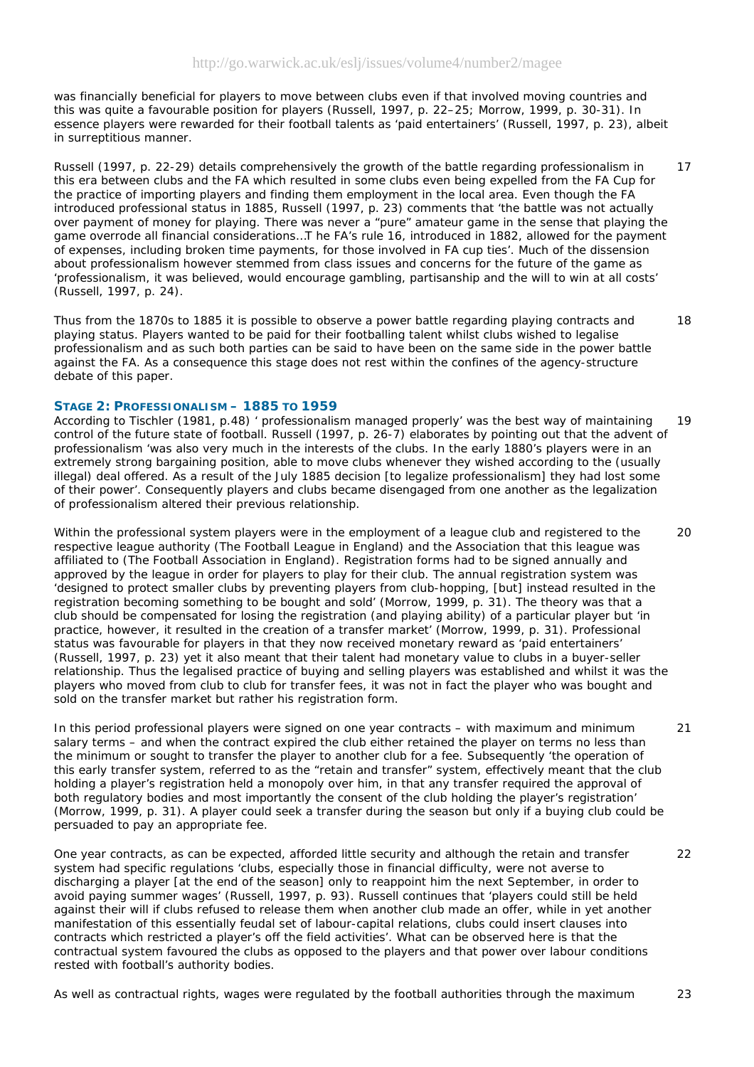was financially beneficial for players to move between clubs even if that involved moving countries and this was quite a favourable position for players (Russell, 1997, p. 22–25; Morrow, 1999, p. 30-31). In essence players were rewarded for their football talents as 'paid entertainers' (Russell, 1997, p. 23), albeit in surreptitious manner.

17 Russell (1997, p. 22-29) details comprehensively the growth of the battle regarding professionalism in this era between clubs and the FA which resulted in some clubs even being expelled from the FA Cup for the practice of importing players and finding them employment in the local area. Even though the FA introduced professional status in 1885, Russell (1997, p. 23) comments that 'the battle was not actually over payment of money for playing. There was never a "pure" amateur game in the sense that playing the game overrode all financial considerations...T he FA's rule 16, introduced in 1882, allowed for the payment of expenses, including broken time payments, for those involved in FA cup ties'. Much of the dissension about professionalism however stemmed from class issues and concerns for the future of the game as 'professionalism, it was believed, would encourage gambling, partisanship and the will to win at all costs' (Russell, 1997, p. 24).

18 Thus from the 1870s to 1885 it is possible to observe a power battle regarding playing contracts and playing status. Players wanted to be paid for their footballing talent whilst clubs wished to legalise professionalism and as such both parties can be said to have been on the same side in the power battle against the FA. As a consequence this stage does not rest within the confines of the agency-structure debate of this paper.

### STAGE 2: PROFESSIONALISM – 1885 TO 1959

19 According to Tischler (1981, p.48) ' professionalism managed properly' was the best way of maintaining control of the future state of football. Russell (1997, p. 26-7) elaborates by pointing out that the advent of professionalism 'was also very much in the interests of the clubs. In the early 1880's players were in an extremely strong bargaining position, able to move clubs whenever they wished according to the (usually illegal) deal offered. As a result of the July 1885 decision [to legalize professionalism] they had lost some of their power'. Consequently players and clubs became disengaged from one another as the legalization of professionalism altered their previous relationship.

20 Within the professional system players were in the employment of a league club and registered to the respective league authority (The Football League in England) and the Association that this league was affiliated to (The Football Association in England). Registration forms had to be signed annually and approved by the league in order for players to play for their club. The annual registration system was 'designed to protect smaller clubs by preventing players from club-hopping, [but] instead resulted in the registration becoming something to be bought and sold' (Morrow, 1999, p. 31). The theory was that a club should be compensated for losing the registration (and playing ability) of a particular player but 'in practice, however, it resulted in the creation of a transfer market' (Morrow, 1999, p. 31). Professional status was favourable for players in that they now received monetary reward as 'paid entertainers' (Russell, 1997, p. 23) yet it also meant that their talent had monetary value to clubs in a buyer-seller relationship. Thus the legalised practice of buying and selling players was established and whilst it was the players who moved from club to club for transfer fees, it was not in fact the player who was bought and sold on the transfer market but rather his registration form.

21 In this period professional players were signed on one year contracts – with maximum and minimum salary terms – and when the contract expired the club either retained the player on terms no less than the minimum or sought to transfer the player to another club for a fee. Subsequently 'the operation of this early transfer system, referred to as the "retain and transfer" system, effectively meant that the club holding a player's registration held a monopoly over him, in that any transfer required the approval of both regulatory bodies and most importantly the consent of the club holding the player's registration' (Morrow, 1999, p. 31). A player could seek a transfer during the season but only if a buying club could be persuaded to pay an appropriate fee.

22 One year contracts, as can be expected, afforded little security and although the retain and transfer system had specific regulations 'clubs, especially those in financial difficulty, were not averse to discharging a player [at the end of the season] only to reappoint him the next September, in order to avoid paying summer wages' (Russell, 1997, p. 93). Russell continues that 'players could still be held against their will if clubs refused to release them when another club made an offer, while in yet another manifestation of this essentially feudal set of labour-capital relations, clubs could insert clauses into contracts which restricted a player's off the field activities'. What can be observed here is that the contractual system favoured the clubs as opposed to the players and that power over labour conditions rested with football's authority bodies.

23 As well as contractual rights, wages were regulated by the football authorities through the maximum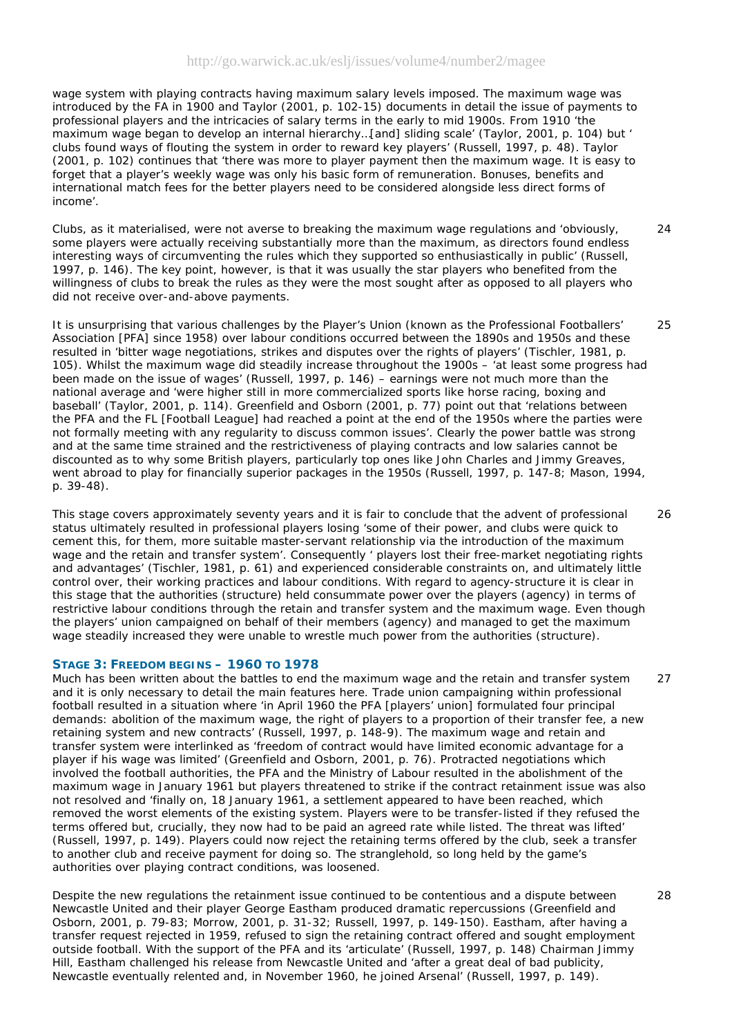wage system with playing contracts having maximum salary levels imposed. The maximum wage was introduced by the FA in 1900 and Taylor (2001, p. 102-15) documents in detail the issue of payments to professional players and the intricacies of salary terms in the early to mid 1900s. From 1910 'the maximum wage began to develop an internal hierarchy…[and] sliding scale' (Taylor, 2001, p. 104) but ' clubs found ways of flouting the system in order to reward key players' (Russell, 1997, p. 48). Taylor (2001, p. 102) continues that 'there was more to player payment then the maximum wage. It is easy to forget that a player's weekly wage was only his basic form of remuneration. Bonuses, benefits and international match fees for the better players need to be considered alongside less direct forms of income'.

24 Clubs, as it materialised, were not averse to breaking the maximum wage regulations and 'obviously, some players were actually receiving substantially more than the maximum, as directors found endless interesting ways of circumventing the rules which they supported so enthusiastically in public' (Russell, 1997, p. 146). The key point, however, is that it was usually the star players who benefited from the willingness of clubs to break the rules as they were the most sought after as opposed to all players who did not receive over-and-above payments.

25 It is unsurprising that various challenges by the Player's Union (known as the Professional Footballers' Association [PFA] since 1958) over labour conditions occurred between the 1890s and 1950s and these resulted in 'bitter wage negotiations, strikes and disputes over the rights of players' (Tischler, 1981, p. 105). Whilst the maximum wage did steadily increase throughout the 1900s – 'at least some progress had been made on the issue of wages' (Russell, 1997, p. 146) – earnings were not much more than the national average and 'were higher still in more commercialized sports like horse racing, boxing and baseball' (Taylor, 2001, p. 114). Greenfield and Osborn (2001, p. 77) point out that 'relations between the PFA and the FL [Football League] had reached a point at the end of the 1950s where the parties were not formally meeting with any regularity to discuss common issues'. Clearly the power battle was strong and at the same time strained and the restrictiveness of playing contracts and low salaries cannot be discounted as to why some British players, particularly top ones like John Charles and Jimmy Greaves, went abroad to play for financially superior packages in the 1950s (Russell, 1997, p. 147-8; Mason, 1994, p. 39-48).

26 This stage covers approximately seventy years and it is fair to conclude that the advent of professional status ultimately resulted in professional players losing 'some of their power, and clubs were quick to cement this, for them, more suitable master-servant relationship via the introduction of the maximum wage and the retain and transfer system'. Consequently ' players lost their free-market negotiating rights and advantages' (Tischler, 1981, p. 61) and experienced considerable constraints on, and ultimately little control over, their working practices and labour conditions. With regard to agency-structure it is clear in this stage that the authorities (structure) held consummate power over the players (agency) in terms of restrictive labour conditions through the retain and transfer system and the maximum wage. Even though the players' union campaigned on behalf of their members (agency) and managed to get the maximum wage steadily increased they were unable to wrestle much power from the authorities (structure).

### Stage 3: Freedom begins – 1960 to 1978

27 Much has been written about the battles to end the maximum wage and the retain and transfer system and it is only necessary to detail the main features here. Trade union campaigning within professional football resulted in a situation where 'in April 1960 the PFA [players' union] formulated four principal demands: abolition of the maximum wage, the right of players to a proportion of their transfer fee, a new retaining system and new contracts' (Russell, 1997, p. 148-9). The maximum wage and retain and transfer system were interlinked as 'freedom of contract would have limited economic advantage for a player if his wage was limited' (Greenfield and Osborn, 2001, p. 76). Protracted negotiations which involved the football authorities, the PFA and the Ministry of Labour resulted in the abolishment of the maximum wage in January 1961 but players threatened to strike if the contract retainment issue was also not resolved and 'finally on, 18 January 1961, a settlement appeared to have been reached, which removed the worst elements of the existing system. Players were to be transfer-listed if they refused the terms offered but, crucially, they now had to be paid an agreed rate while listed. The threat was lifted' (Russell, 1997, p. 149). Players could now reject the retaining terms offered by the club, seek a transfer to another club and receive payment for doing so. The stranglehold, so long held by the game's authorities over playing contract conditions, was loosened.

28 Despite the new regulations the retainment issue continued to be contentious and a dispute between Newcastle United and their player George Eastham produced dramatic repercussions (Greenfield and Osborn, 2001, p. 79-83; Morrow, 2001, p. 31-32; Russell, 1997, p. 149-150). Eastham, after having a transfer request rejected in 1959, refused to sign the retaining contract offered and sought employment outside football. With the support of the PFA and its 'articulate' (Russell, 1997, p. 148) Chairman Jimmy Hill, Eastham challenged his release from Newcastle United and 'after a great deal of bad publicity, Newcastle eventually relented and, in November 1960, he joined Arsenal' (Russell, 1997, p. 149).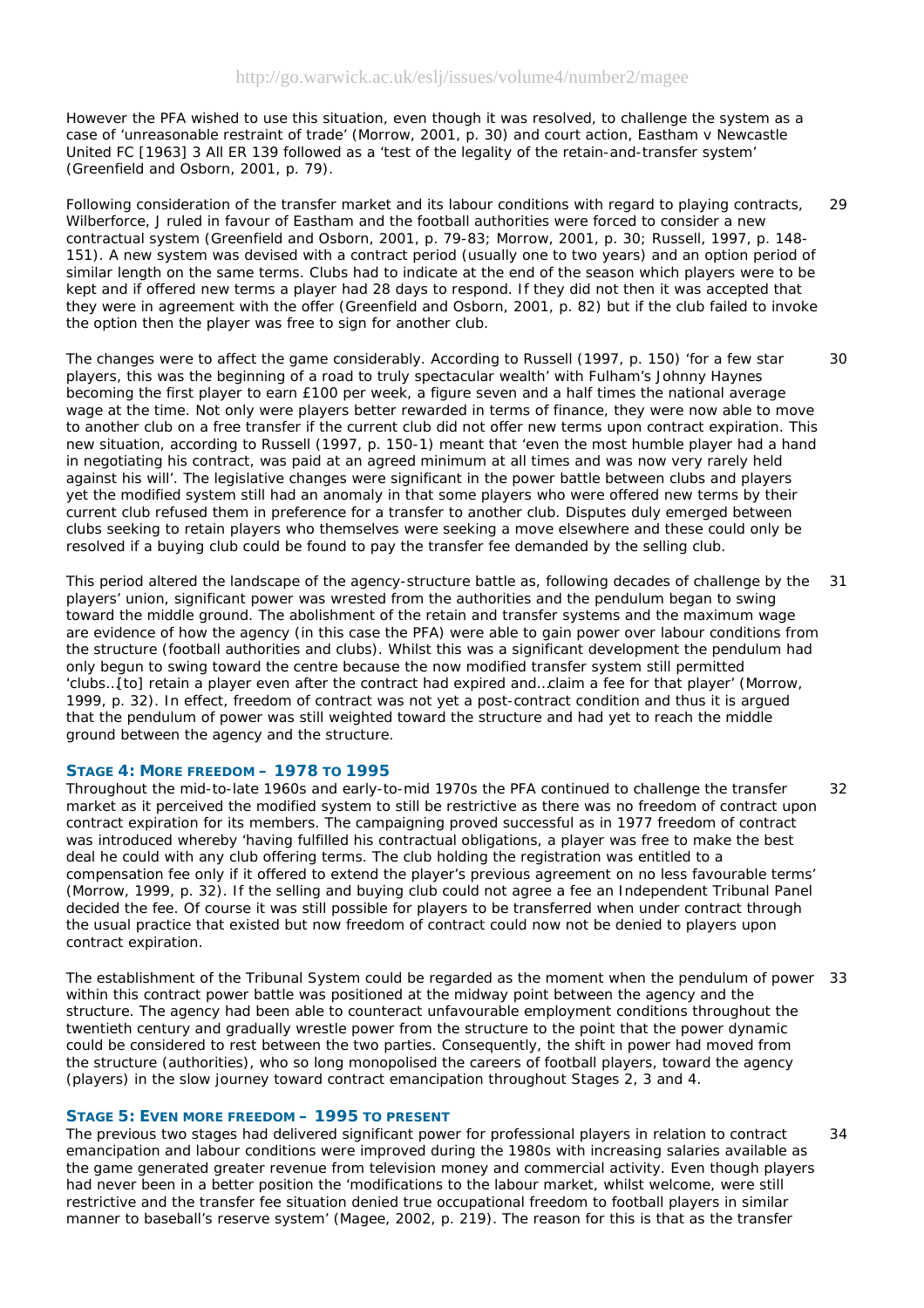However the PFA wished to use this situation, even though it was resolved, to challenge the system as a case of 'unreasonable restraint of trade' (Morrow, 2001, p. 30) and court action, Eastham v Newcastle United FC [1963] 3 All ER 139 followed as a 'test of the legality of the retain-and-transfer system' (Greenfield and Osborn, 2001, p. 79).

29 Following consideration of the transfer market and its labour conditions with regard to playing contracts, Wilberforce, J ruled in favour of Eastham and the football authorities were forced to consider a new contractual system (Greenfield and Osborn, 2001, p. 79-83; Morrow, 2001, p. 30; Russell, 1997, p. 148-151). A new system was devised with a contract period (usually one to two years) and an option period of similar length on the same terms. Clubs had to indicate at the end of the season which players were to be kept and if offered new terms a player had 28 days to respond. If they did not then it was accepted that they were in agreement with the offer (Greenfield and Osborn, 2001, p. 82) but if the club failed to invoke the option then the player was free to sign for another club.

30 The changes were to affect the game considerably. According to Russell (1997, p. 150) 'for a few star players, this was the beginning of a road to truly spectacular wealth' with Fulham's Johnny Haynes becoming the first player to earn £100 per week, a figure seven and a half times the national average wage at the time. Not only were players better rewarded in terms of finance, they were now able to move to another club on a free transfer if the current club did not offer new terms upon contract expiration. This new situation, according to Russell (1997, p. 150-1) meant that 'even the most humble player had a hand in negotiating his contract, was paid at an agreed minimum at all times and was now very rarely held against his will'. The legislative changes were significant in the power battle between clubs and players yet the modified system still had an anomaly in that some players who were offered new terms by their current club refused them in preference for a transfer to another club. Disputes duly emerged between clubs seeking to retain players who themselves were seeking a move elsewhere and these could only be resolved if a buying club could be found to pay the transfer fee demanded by the selling club.

31 This period altered the landscape of the agency-structure battle as, following decades of challenge by the players' union, significant power was wrested from the authorities and the pendulum began to swing toward the middle ground. The abolishment of the retain and transfer systems and the maximum wage are evidence of how the agency (in this case the PFA) were able to gain power over labour conditions from the structure (football authorities and clubs). Whilst this was a significant development the pendulum had only begun to swing toward the centre because the now modified transfer system still permitted 'clubs…[to] retain a player even after the contract had expired and…claim a fee for that player' (Morrow, 1999, p. 32). In effect, freedom of contract was not yet a post-contract condition and thus it is argued that the pendulum of power was still weighted toward the structure and had yet to reach the middle ground between the agency and the structure.

### Stage 4: More freedom – 1978 to 1995

32 Throughout the mid-to-late 1960s and early-to-mid 1970s the PFA continued to challenge the transfer market as it perceived the modified system to still be restrictive as there was no freedom of contract upon contract expiration for its members. The campaigning proved successful as in 1977 freedom of contract was introduced whereby 'having fulfilled his contractual obligations, a player was free to make the best deal he could with any club offering terms. The club holding the registration was entitled to a compensation fee only if it offered to extend the player's previous agreement on no less favourable terms' (Morrow, 1999, p. 32). If the selling and buying club could not agree a fee an Independent Tribunal Panel decided the fee. Of course it was still possible for players to be transferred when under contract through the usual practice that existed but now freedom of contract could now not be denied to players upon contract expiration.

33 The establishment of the Tribunal System could be regarded as the moment when the pendulum of power within this contract power battle was positioned at the midway point between the agency and the structure. The agency had been able to counteract unfavourable employment conditions throughout the twentieth century and gradually wrestle power from the structure to the point that the power dynamic could be considered to rest between the two parties. Consequently, the shift in power had moved from the structure (authorities), who so long monopolised the careers of football players, toward the agency (players) in the slow journey toward contract emancipation throughout Stages 2, 3 and 4.

### Stage 5: Even more freedom – 1995 to present

34 The previous two stages had delivered significant power for professional players in relation to contract emancipation and labour conditions were improved during the 1980s with increasing salaries available as the game generated greater revenue from television money and commercial activity. Even though players had never been in a better position the 'modifications to the labour market, whilst welcome, were still restrictive and the transfer fee situation denied true occupational freedom to football players in similar manner to baseball's reserve system' (Magee, 2002, p. 219). The reason for this is that as the transfer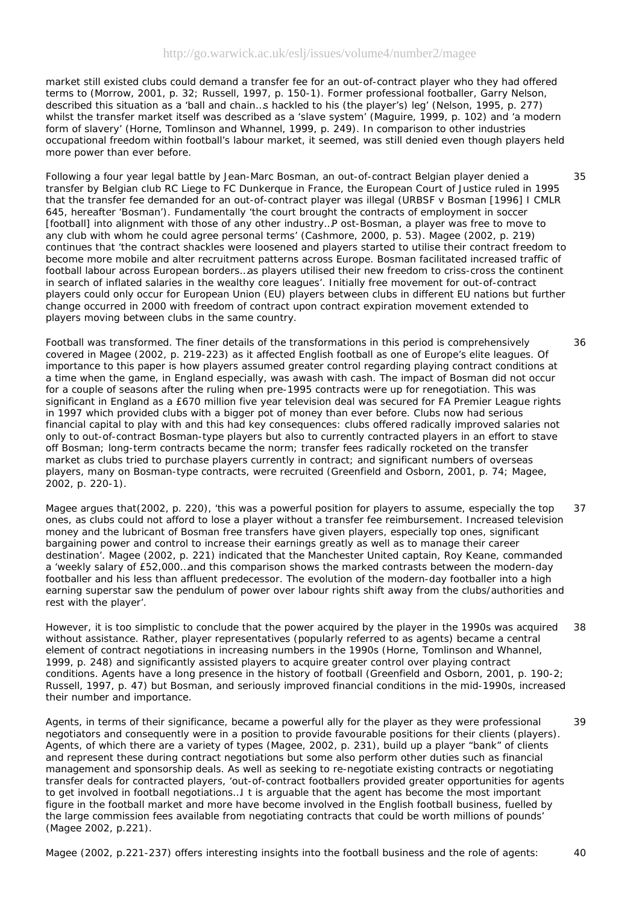market still existed clubs could demand a transfer fee for an out-of-contract player who they had offered terms to (Morrow, 2001, p. 32; Russell, 1997, p. 150-1). Former professional footballer, Garry Nelson, described this situation as a 'ball and chain…s hackled to his (the player's) leg' (Nelson, 1995, p. 277) whilst the transfer market itself was described as a 'slave system' (Maguire, 1999, p. 102) and 'a modern form of slavery' (Horne, Tomlinson and Whannel, 1999, p. 249). In comparison to other industries occupational freedom within football's labour market, it seemed, was still denied even though players held more power than ever before.

35 Following a four year legal battle by Jean-Marc Bosman, an out-of-contract Belgian player denied a transfer by Belgian club RC Liege to FC Dunkerque in France, the European Court of Justice ruled in 1995 that the transfer fee demanded for an out-of-contract player was illegal (URBSF v Bosman [1996] I CMLR 645, hereafter 'Bosman'). Fundamentally 'the court brought the contracts of employment in soccer [football] into alignment with those of any other industry…P ost-Bosman, a player was free to move to any club with whom he could agree personal terms' (Cashmore, 2000, p. 53). Magee (2002, p. 219) continues that 'the contract shackles were loosened and players started to utilise their contract freedom to become more mobile and alter recruitment patterns across Europe. Bosman facilitated increased traffic of football labour across European borders…as players utilised their new freedom to criss-cross the continent in search of inflated salaries in the wealthy core leagues'. Initially free movement for out-of-contract players could only occur for European Union (EU) players between clubs in different EU nations but further change occurred in 2000 with freedom of contract upon contract expiration movement extended to players moving between clubs in the same country.

36 Football was transformed. The finer details of the transformations in this period is comprehensively covered in Magee (2002, p. 219-223) as it affected English football as one of Europe's elite leagues. Of importance to this paper is how players assumed greater control regarding playing contract conditions at a time when the game, in England especially, was awash with cash. The impact of Bosman did not occur for a couple of seasons after the ruling when pre-1995 contracts were up for renegotiation. This was significant in England as a £670 million five year television deal was secured for FA Premier League rights in 1997 which provided clubs with a bigger pot of money than ever before. Clubs now had serious financial capital to play with and this had key consequences: clubs offered radically improved salaries not only to out-of-contract Bosman-type players but also to currently contracted players in an effort to stave off Bosman; long-term contracts became the norm; transfer fees radically rocketed on the transfer market as clubs tried to purchase players currently in contract; and significant numbers of overseas players, many on Bosman-type contracts, were recruited (Greenfield and Osborn, 2001, p. 74; Magee, 2002, p. 220-1).

37 Magee argues that(2002, p. 220), 'this was a powerful position for players to assume, especially the top ones, as clubs could not afford to lose a player without a transfer fee reimbursement. Increased television money and the lubricant of Bosman free transfers have given players, especially top ones, significant bargaining power and control to increase their earnings greatly as well as to manage their career destination'. Magee (2002, p. 221) indicated that the Manchester United captain, Roy Keane, commanded a 'weekly salary of £52,000…and this comparison shows the marked contrasts between the modern-day footballer and his less than affluent predecessor. The evolution of the modern-day footballer into a high earning superstar saw the pendulum of power over labour rights shift away from the clubs/authorities and rest with the player'.

38 However, it is too simplistic to conclude that the power acquired by the player in the 1990s was acquired without assistance. Rather, player representatives (popularly referred to as agents) became a central element of contract negotiations in increasing numbers in the 1990s (Horne, Tomlinson and Whannel, 1999, p. 248) and significantly assisted players to acquire greater control over playing contract conditions. Agents have a long presence in the history of football (Greenfield and Osborn, 2001, p. 190-2; Russell, 1997, p. 47) but Bosman, and seriously improved financial conditions in the mid-1990s, increased their number and importance.

39 Agents, in terms of their significance, became a powerful ally for the player as they were professional negotiators and consequently were in a position to provide favourable positions for their clients (players). Agents, of which there are a variety of types (Magee, 2002, p. 231), build up a player "bank" of clients and represent these during contract negotiations but some also perform other duties such as financial management and sponsorship deals. As well as seeking to re-negotiate existing contracts or negotiating transfer deals for contracted players, 'out-of-contract footballers provided greater opportunities for agents to get involved in football negotiations…I t is arguable that the agent has become the most important figure in the football market and more have become involved in the English football business, fuelled by the large commission fees available from negotiating contracts that could be worth millions of pounds' (Magee 2002, p.221).

40 Magee (2002, p.221-237) offers interesting insights into the football business and the role of agents: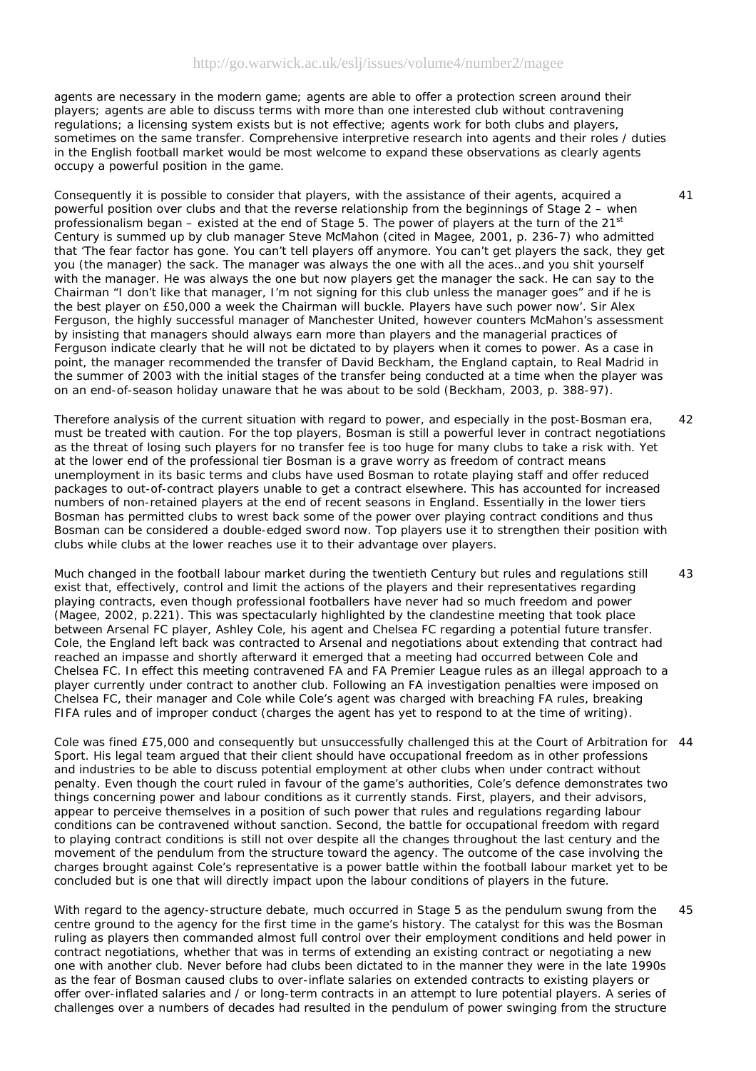agents are necessary in the modern game; agents are able to offer a protection screen around their players; agents are able to discuss terms with more than one interested club without contravening regulations; a licensing system exists but is not effective; agents work for both clubs and players, sometimes on the same transfer. Comprehensive interpretive research into agents and their roles / duties in the English football market would be most welcome to expand these observations as clearly agents occupy a powerful position in the game.

41 Consequently it is possible to consider that players, with the assistance of their agents, acquired a powerful position over clubs and that the reverse relationship from the beginnings of Stage 2 – when professionalism began – existed at the end of Stage 5. The power of players at the turn of the 21st Century is summed up by club manager Steve McMahon (cited in Magee, 2001, p. 236-7) who admitted that 'The fear factor has gone. You can't tell players off anymore. You can't get players the sack, they get you (the manager) the sack. The manager was always the one with all the aces…and you shit yourself with the manager. He was always the one but now players get the manager the sack. He can say to the Chairman "I don't like that manager, I'm not signing for this club unless the manager goes" and if he is the best player on £50,000 a week the Chairman will buckle. Players have such power now'. Sir Alex Ferguson, the highly successful manager of Manchester United, however counters McMahon's assessment by insisting that managers should always earn more than players and the managerial practices of Ferguson indicate clearly that he will not be dictated to by players when it comes to power. As a case in point, the manager recommended the transfer of David Beckham, the England captain, to Real Madrid in the summer of 2003 with the initial stages of the transfer being conducted at a time when the player was on an end-of-season holiday unaware that he was about to be sold (Beckham, 2003, p. 388-97).

42 Therefore analysis of the current situation with regard to power, and especially in the post-Bosman era, must be treated with caution. For the top players, Bosman is still a powerful lever in contract negotiations as the threat of losing such players for no transfer fee is too huge for many clubs to take a risk with. Yet at the lower end of the professional tier Bosman is a grave worry as freedom of contract means unemployment in its basic terms and clubs have used Bosman to rotate playing staff and offer reduced packages to out-of-contract players unable to get a contract elsewhere. This has accounted for increased numbers of non-retained players at the end of recent seasons in England. Essentially in the lower tiers Bosman has permitted clubs to wrest back some of the power over playing contract conditions and thus Bosman can be considered a double-edged sword now. Top players use it to strengthen their position with clubs while clubs at the lower reaches use it to their advantage over players.

43 Much changed in the football labour market during the twentieth Century but rules and regulations still exist that, effectively, control and limit the actions of the players and their representatives regarding playing contracts, even though professional footballers have never had so much freedom and power (Magee, 2002, p.221). This was spectacularly highlighted by the clandestine meeting that took place between Arsenal FC player, Ashley Cole, his agent and Chelsea FC regarding a potential future transfer. Cole, the England left back was contracted to Arsenal and negotiations about extending that contract had reached an impasse and shortly afterward it emerged that a meeting had occurred between Cole and Chelsea FC. In effect this meeting contravened FA and FA Premier League rules as an illegal approach to a player currently under contract to another club. Following an FA investigation penalties were imposed on Chelsea FC, their manager and Cole while Cole's agent was charged with breaching FA rules, breaking FIFA rules and of improper conduct (charges the agent has yet to respond to at the time of writing).

44 Cole was fined £75,000 and consequently but unsuccessfully challenged this at the Court of Arbitration for Sport. His legal team argued that their client should have occupational freedom as in other professions and industries to be able to discuss potential employment at other clubs when under contract without penalty. Even though the court ruled in favour of the game's authorities, Cole's defence demonstrates two things concerning power and labour conditions as it currently stands. First, players, and their advisors, appear to perceive themselves in a position of such power that rules and regulations regarding labour conditions can be contravened without sanction. Second, the battle for occupational freedom with regard to playing contract conditions is still not over despite all the changes throughout the last century and the movement of the pendulum from the structure toward the agency. The outcome of the case involving the charges brought against Cole's representative is a power battle within the football labour market yet to be concluded but is one that will directly impact upon the labour conditions of players in the future.

45 With regard to the agency-structure debate, much occurred in Stage 5 as the pendulum swung from the centre ground to the agency for the first time in the game's history. The catalyst for this was the Bosman ruling as players then commanded almost full control over their employment conditions and held power in contract negotiations, whether that was in terms of extending an existing contract or negotiating a new one with another club. Never before had clubs been dictated to in the manner they were in the late 1990s as the fear of Bosman caused clubs to over-inflate salaries on extended contracts to existing players or offer over-inflated salaries and / or long-term contracts in an attempt to lure potential players. A series of challenges over a numbers of decades had resulted in the pendulum of power swinging from the structure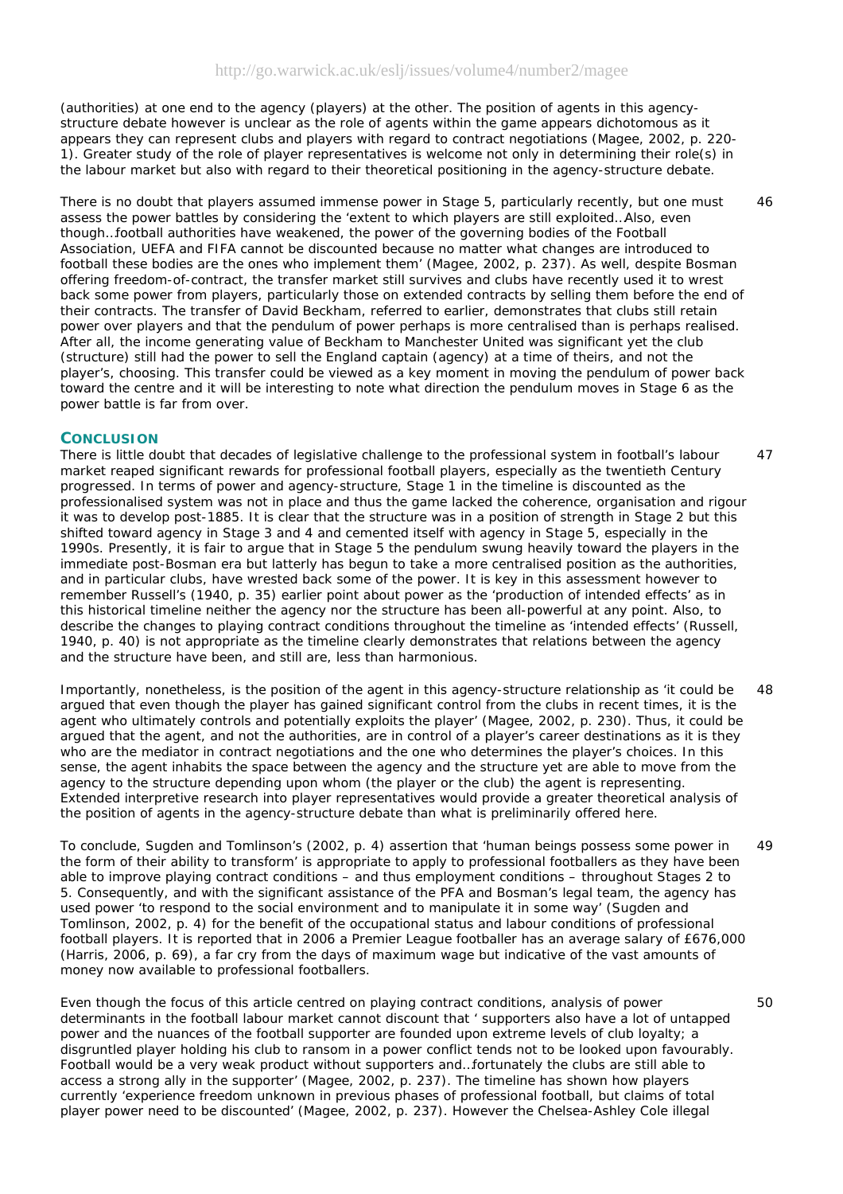(authorities) at one end to the agency (players) at the other. The position of agents in this agency-structure debate however is unclear as the role of agents within the game appears dichotomous as it appears they can represent clubs and players with regard to contract negotiations (Magee, 2002, p. 220-1). Greater study of the role of player representatives is welcome not only in determining their role(s) in the labour market but also with regard to their theoretical positioning in the agency-structure debate.

46 There is no doubt that players assumed immense power in Stage 5, particularly recently, but one must assess the power battles by considering the 'extent to which players are still exploited…Also, even though…football authorities have weakened, the power of the governing bodies of the Football Association, UEFA and FIFA cannot be discounted because no matter what changes are introduced to football these bodies are the ones who implement them' (Magee, 2002, p. 237). As well, despite Bosman offering freedom-of-contract, the transfer market still survives and clubs have recently used it to wrest back some power from players, particularly those on extended contracts by selling them before the end of their contracts. The transfer of David Beckham, referred to earlier, demonstrates that clubs still retain power over players and that the pendulum of power perhaps is more centralised than is perhaps realised. After all, the income generating value of Beckham to Manchester United was significant yet the club (structure) still had the power to sell the England captain (agency) at a time of theirs, and not the player's, choosing. This transfer could be viewed as a key moment in moving the pendulum of power back toward the centre and it will be interesting to note what direction the pendulum moves in Stage 6 as the power battle is far from over.

## CONCLUSION

47 There is little doubt that decades of legislative challenge to the professional system in football's labour market reaped significant rewards for professional football players, especially as the twentieth Century progressed. In terms of power and agency-structure, Stage 1 in the timeline is discounted as the professionalised system was not in place and thus the game lacked the coherence, organisation and rigour it was to develop post-1885. It is clear that the structure was in a position of strength in Stage 2 but this shifted toward agency in Stage 3 and 4 and cemented itself with agency in Stage 5, especially in the 1990s. Presently, it is fair to argue that in Stage 5 the pendulum swung heavily toward the players in the immediate post-Bosman era but latterly has begun to take a more centralised position as the authorities, and in particular clubs, have wrested back some of the power. It is key in this assessment however to remember Russell's (1940, p. 35) earlier point about power as the 'production of intended effects' as in this historical timeline neither the agency nor the structure has been all-powerful at any point. Also, to describe the changes to playing contract conditions throughout the timeline as 'intended effects' (Russell, 1940, p. 40) is not appropriate as the timeline clearly demonstrates that relations between the agency and the structure have been, and still are, less than harmonious.

48 Importantly, nonetheless, is the position of the agent in this agency-structure relationship as 'it could be argued that even though the player has gained significant control from the clubs in recent times, it is the agent who ultimately controls and potentially exploits the player' (Magee, 2002, p. 230). Thus, it could be argued that the agent, and not the authorities, are in control of a player's career destinations as it is they who are the mediator in contract negotiations and the one who determines the player's choices. In this sense, the agent inhabits the space between the agency and the structure yet are able to move from the agency to the structure depending upon whom (the player or the club) the agent is representing. Extended interpretive research into player representatives would provide a greater theoretical analysis of the position of agents in the agency-structure debate than what is preliminarily offered here.

49 To conclude, Sugden and Tomlinson's (2002, p. 4) assertion that 'human beings possess some power in the form of their ability to transform' is appropriate to apply to professional footballers as they have been able to improve playing contract conditions – and thus employment conditions – throughout Stages 2 to 5. Consequently, and with the significant assistance of the PFA and Bosman's legal team, the agency has used power 'to respond to the social environment and to manipulate it in some way' (Sugden and Tomlinson, 2002, p. 4) for the benefit of the occupational status and labour conditions of professional football players. It is reported that in 2006 a Premier League footballer has an average salary of £676,000 (Harris, 2006, p. 69), a far cry from the days of maximum wage but indicative of the vast amounts of money now available to professional footballers.

50 Even though the focus of this article centred on playing contract conditions, analysis of power determinants in the football labour market cannot discount that ' supporters also have a lot of untapped power and the nuances of the football supporter are founded upon extreme levels of club loyalty; a disgruntled player holding his club to ransom in a power conflict tends not to be looked upon favourably. Football would be a very weak product without supporters and…fortunately the clubs are still able to access a strong ally in the supporter' (Magee, 2002, p. 237). The timeline has shown how players currently 'experience freedom unknown in previous phases of professional football, but claims of total player power need to be discounted' (Magee, 2002, p. 237). However the Chelsea-Ashley Cole illegal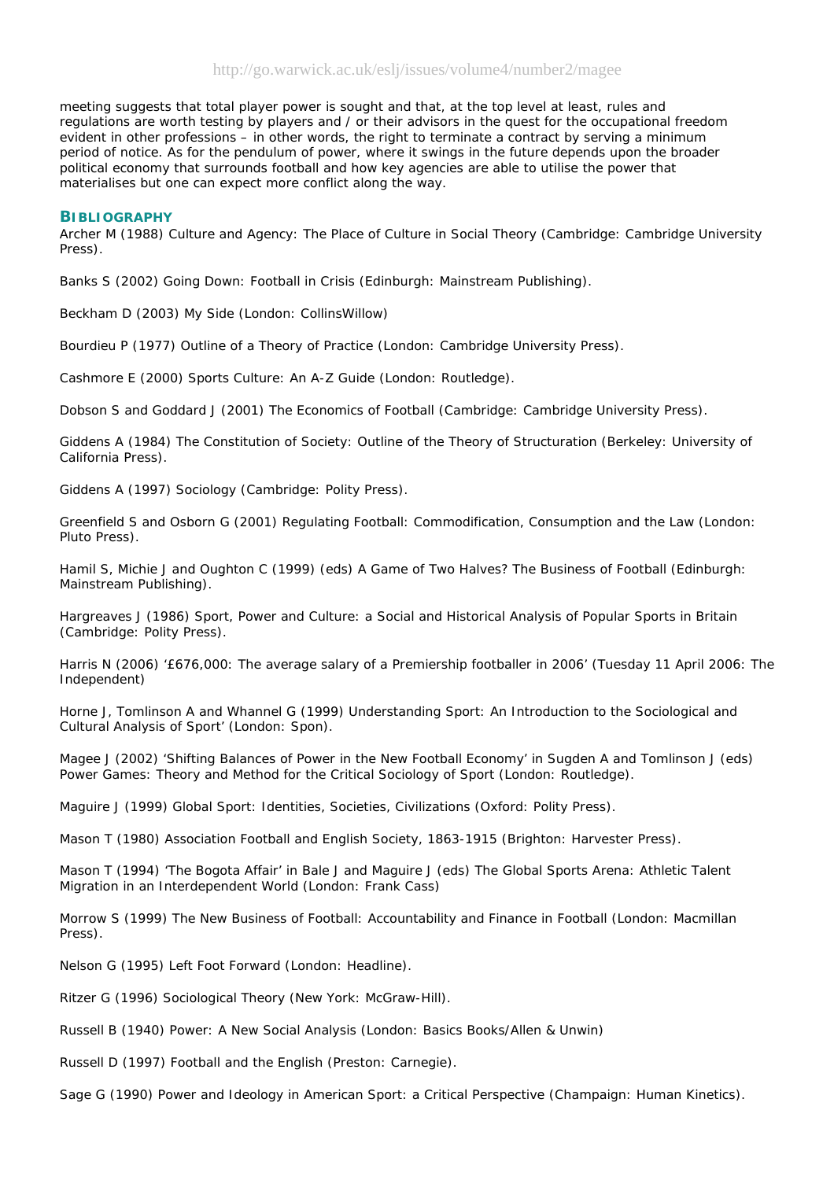meeting suggests that total player power is sought and that, at the top level at least, rules and regulations are worth testing by players and / or their advisors in the quest for the occupational freedom evident in other professions – in other words, the right to terminate a contract by serving a minimum period of notice. As for the pendulum of power, where it swings in the future depends upon the broader political economy that surrounds football and how key agencies are able to utilise the power that materialises but one can expect more conflict along the way.

## BIBLIOGRAPHY

Archer M (1988) Culture and Agency: The Place of Culture in Social Theory (Cambridge: Cambridge University Press).

Banks S (2002) Going Down: Football in Crisis (Edinburgh: Mainstream Publishing).

Beckham D (2003) My Side (London: CollinsWillow)

Bourdieu P (1977) Outline of a Theory of Practice (London: Cambridge University Press).

Cashmore E (2000) Sports Culture: An A-Z Guide (London: Routledge).

Dobson S and Goddard J (2001) The Economics of Football (Cambridge: Cambridge University Press).

Giddens A (1984) The Constitution of Society: Outline of the Theory of Structuration (Berkeley: University of California Press).

Giddens A (1997) Sociology (Cambridge: Polity Press).

Greenfield S and Osborn G (2001) Regulating Football: Commodification, Consumption and the Law (London: Pluto Press).

Hamil S, Michie J and Oughton C (1999) (eds) A Game of Two Halves? The Business of Football (Edinburgh: Mainstream Publishing).

Hargreaves J (1986) Sport, Power and Culture: a Social and Historical Analysis of Popular Sports in Britain (Cambridge: Polity Press).

Harris N (2006) '£676,000: The average salary of a Premiership footballer in 2006' (Tuesday 11 April 2006: The Independent)

Horne J, Tomlinson A and Whannel G (1999) Understanding Sport: An Introduction to the Sociological and Cultural Analysis of Sport' (London: Spon).

Magee J (2002) 'Shifting Balances of Power in the New Football Economy' in Sugden A and Tomlinson J (eds) Power Games: Theory and Method for the Critical Sociology of Sport (London: Routledge).

Maguire J (1999) Global Sport: Identities, Societies, Civilizations (Oxford: Polity Press).

Mason T (1980) Association Football and English Society, 1863-1915 (Brighton: Harvester Press).

Mason T (1994) 'The Bogota Affair' in Bale J and Maguire J (eds) The Global Sports Arena: Athletic Talent Migration in an Interdependent World (London: Frank Cass)

Morrow S (1999) The New Business of Football: Accountability and Finance in Football (London: Macmillan Press).

Nelson G (1995) Left Foot Forward (London: Headline).

Ritzer G (1996) Sociological Theory (New York: McGraw-Hill).

Russell B (1940) Power: A New Social Analysis (London: Basics Books/Allen & Unwin)

Russell D (1997) Football and the English (Preston: Carnegie).

Sage G (1990) Power and Ideology in American Sport: a Critical Perspective (Champaign: Human Kinetics).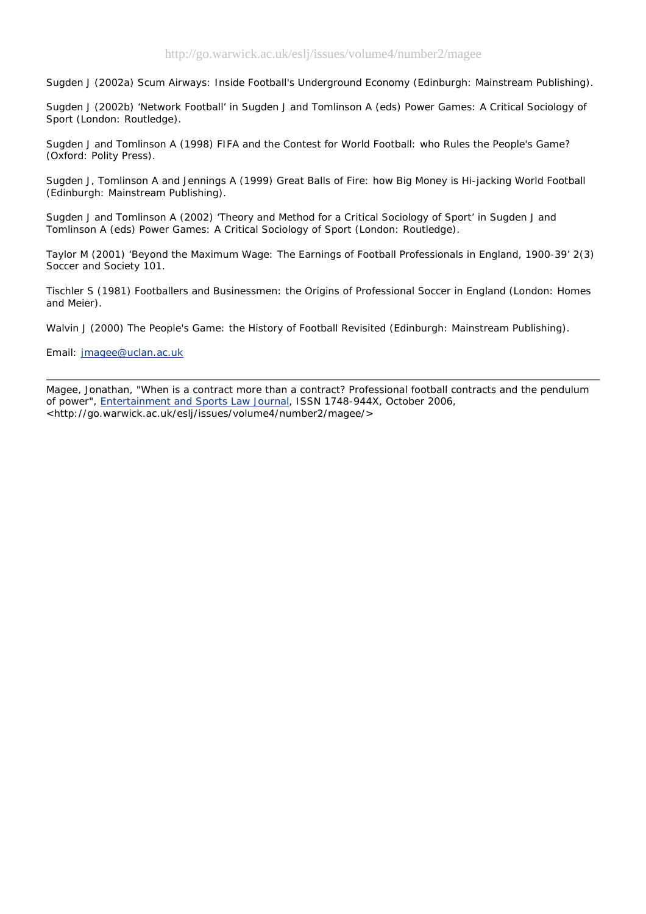Sugden J (2002a) Scum Airways: Inside Football's Underground Economy (Edinburgh: Mainstream Publishing).

Sugden J (2002b) 'Network Football' in Sugden J and Tomlinson A (eds) Power Games: A Critical Sociology of Sport (London: Routledge).

Sugden J and Tomlinson A (1998) FIFA and the Contest for World Football: who Rules the People's Game? (Oxford: Polity Press).

Sugden J, Tomlinson A and Jennings A (1999) Great Balls of Fire: how Big Money is Hi-jacking World Football (Edinburgh: Mainstream Publishing).

Sugden J and Tomlinson A (2002) 'Theory and Method for a Critical Sociology of Sport' in Sugden J and Tomlinson A (eds) Power Games: A Critical Sociology of Sport (London: Routledge).

Taylor M (2001) 'Beyond the Maximum Wage: The Earnings of Football Professionals in England, 1900-39' 2(3) Soccer and Society 101.

Tischler S (1981) Footballers and Businessmen: the Origins of Professional Soccer in England (London: Homes and Meier).

Walvin J (2000) The People's Game: the History of Football Revisited (Edinburgh: Mainstream Publishing).

Email: jmagee@uclan.ac.uk

---

Magee, Jonathan, "When is a contract more than a contract? Professional football contracts and the pendulum of power", Entertainment and Sports Law Journal, ISSN 1748-944X, October 2006, <http://go.warwick.ac.uk/eslj/issues/volume4/number2/magee/>